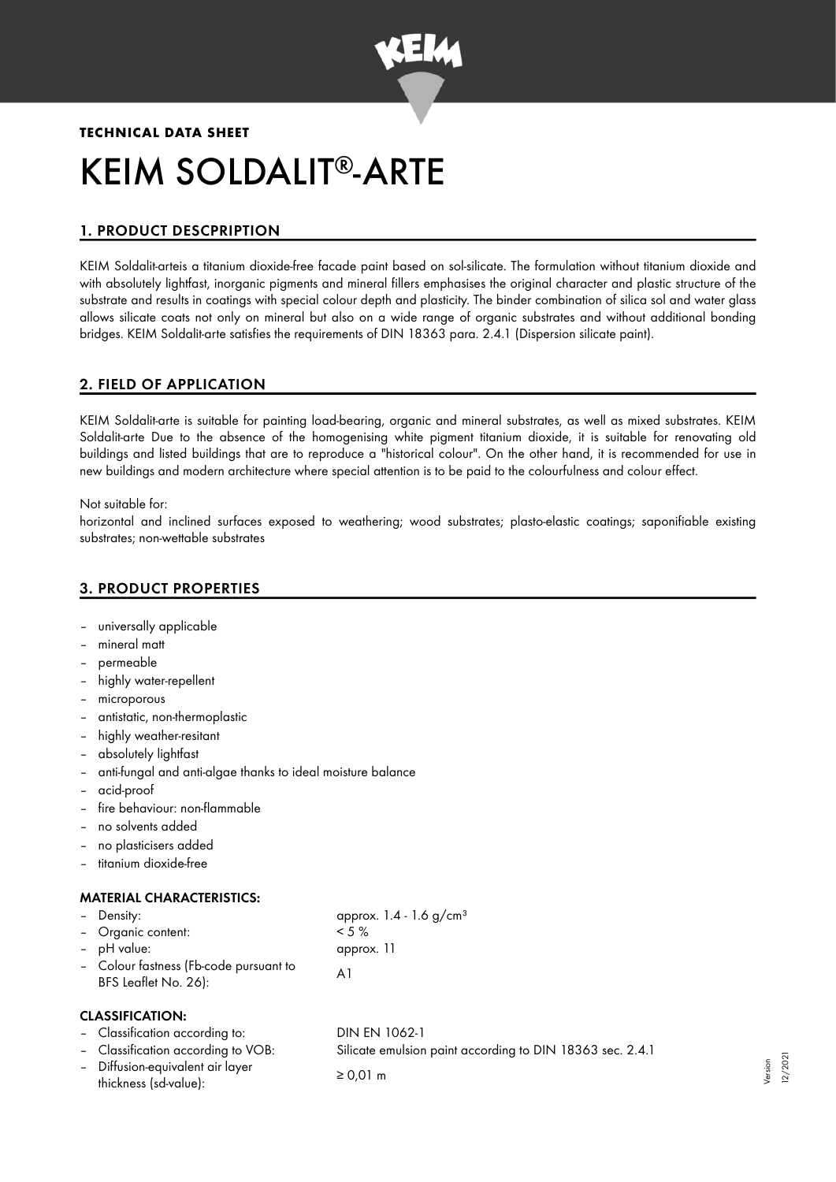**TECHNICAL DATA SHEET**

# KEIM SOLDALIT®-ARTE

## 1. PRODUCT DESCPRIPTION

KEIM Soldalit-arteis a titanium dioxide-free facade paint based on sol-silicate. The formulation without titanium dioxide and with absolutely lightfast, inorganic pigments and mineral fillers emphasises the original character and plastic structure of the substrate and results in coatings with special colour depth and plasticity. The binder combination of silica sol and water glass allows silicate coats not only on mineral but also on a wide range of organic substrates and without additional bonding bridges. KEIM Soldalit-arte satisfies the requirements of DIN 18363 para. 2.4.1 (Dispersion silicate paint).

## 2. FIELD OF APPLICATION

KEIM Soldalit-arte is suitable for painting load-bearing, organic and mineral substrates, as well as mixed substrates. KEIM Soldalit-arte Due to the absence of the homogenising white pigment titanium dioxide, it is suitable for renovating old buildings and listed buildings that are to reproduce a "historical colour". On the other hand, it is recommended for use in new buildings and modern architecture where special attention is to be paid to the colourfulness and colour effect.

Not suitable for:
horizontal and inclined surfaces exposed to weathering; wood substrates; plasto-elastic coatings; saponifiable existing substrates; non-wettable substrates

## 3. PRODUCT PROPERTIES

- universally applicable
- mineral matt
- permeable
- highly water-repellent
- microporous
- antistatic, non-thermoplastic
- highly weather-resitant
- absolutely lightfast
- anti-fungal and anti-algae thanks to ideal moisture balance
- acid-proof
- fire behaviour: non-flammable
- no solvents added
- no plasticisers added
- titanium dioxide-free

### MATERIAL CHARACTERISTICS:

| | |
|---|---|
| – Density: | approx. 1.4 - 1.6 g/cm³ |
| – Organic content: | < 5 % |
| – pH value: | approx. 11 |
| – Colour fastness (Fb-code pursuant to BFS Leaflet No. 26): | A1 |

### CLASSIFICATION:

| | |
|---|---|
| – Classification according to: | DIN EN 1062-1 |
| – Classification according to VOB: | Silicate emulsion paint according to DIN 18363 sec. 2.4.1 |
| – Diffusion-equivalent air layer thickness (sd-value): | ≥ 0,01 m |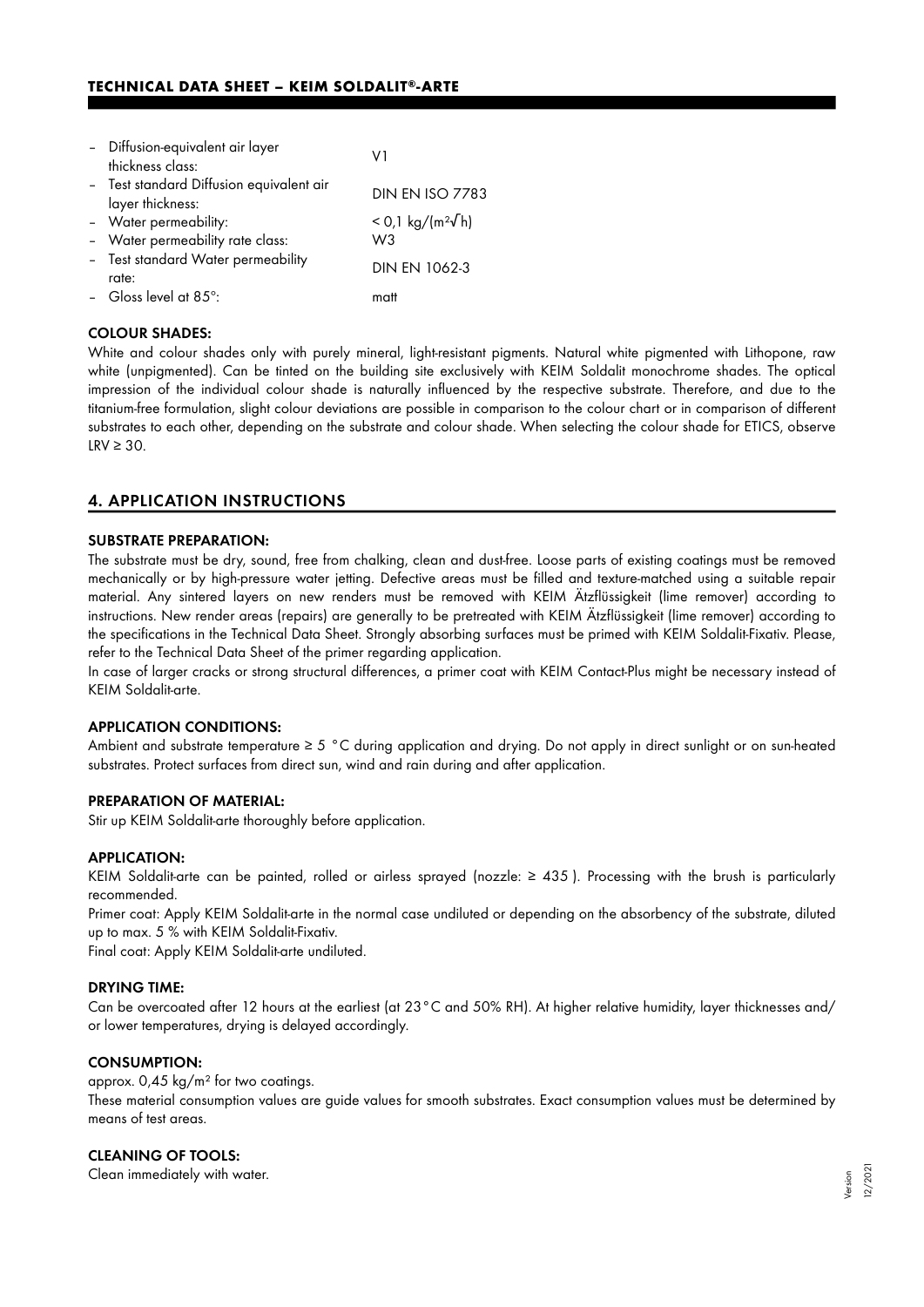- Diffusion-equivalent air layer thickness class: V1
- Test standard Diffusion equivalent air layer thickness: DIN EN ISO 7783
- Water permeability: $< 0{,}1$ kg/(m²√h)
- Water permeability rate class: W3
- Test standard Water permeability rate: DIN EN 1062-3
- Gloss level at 85°: matt

#### COLOUR SHADES:

White and colour shades only with purely mineral, light-resistant pigments. Natural white pigmented with Lithopone, raw white (unpigmented). Can be tinted on the building site exclusively with KEIM Soldalit monochrome shades. The optical impression of the individual colour shade is naturally influenced by the respective substrate. Therefore, and due to the titanium-free formulation, slight colour deviations are possible in comparison to the colour chart or in comparison of different substrates to each other, depending on the substrate and colour shade. When selecting the colour shade for ETICS, observe LRV ≥ 30.

## 4. APPLICATION INSTRUCTIONS

#### SUBSTRATE PREPARATION:

The substrate must be dry, sound, free from chalking, clean and dust-free. Loose parts of existing coatings must be removed mechanically or by high-pressure water jetting. Defective areas must be filled and texture-matched using a suitable repair material. Any sintered layers on new renders must be removed with KEIM Ätzflüssigkeit (lime remover) according to instructions. New render areas (repairs) are generally to be pretreated with KEIM Ätzflüssigkeit (lime remover) according to the specifications in the Technical Data Sheet. Strongly absorbing surfaces must be primed with KEIM Soldalit-Fixativ. Please, refer to the Technical Data Sheet of the primer regarding application.

In case of larger cracks or strong structural differences, a primer coat with KEIM Contact-Plus might be necessary instead of KEIM Soldalit-arte.

#### APPLICATION CONDITIONS:

Ambient and substrate temperature ≥ 5 °C during application and drying. Do not apply in direct sunlight or on sun-heated substrates. Protect surfaces from direct sun, wind and rain during and after application.

#### PREPARATION OF MATERIAL:

Stir up KEIM Soldalit-arte thoroughly before application.

#### APPLICATION:

KEIM Soldalit-arte can be painted, rolled or airless sprayed (nozzle: ≥ 435 ). Processing with the brush is particularly recommended.

Primer coat: Apply KEIM Soldalit-arte in the normal case undiluted or depending on the absorbency of the substrate, diluted up to max. 5 % with KEIM Soldalit-Fixativ.

Final coat: Apply KEIM Soldalit-arte undiluted.

#### DRYING TIME:

Can be overcoated after 12 hours at the earliest (at 23 °C and 50% RH). At higher relative humidity, layer thicknesses and/or lower temperatures, drying is delayed accordingly.

#### CONSUMPTION:

approx. 0,45 kg/m² for two coatings.

These material consumption values are guide values for smooth substrates. Exact consumption values must be determined by means of test areas.

#### CLEANING OF TOOLS:

Clean immediately with water.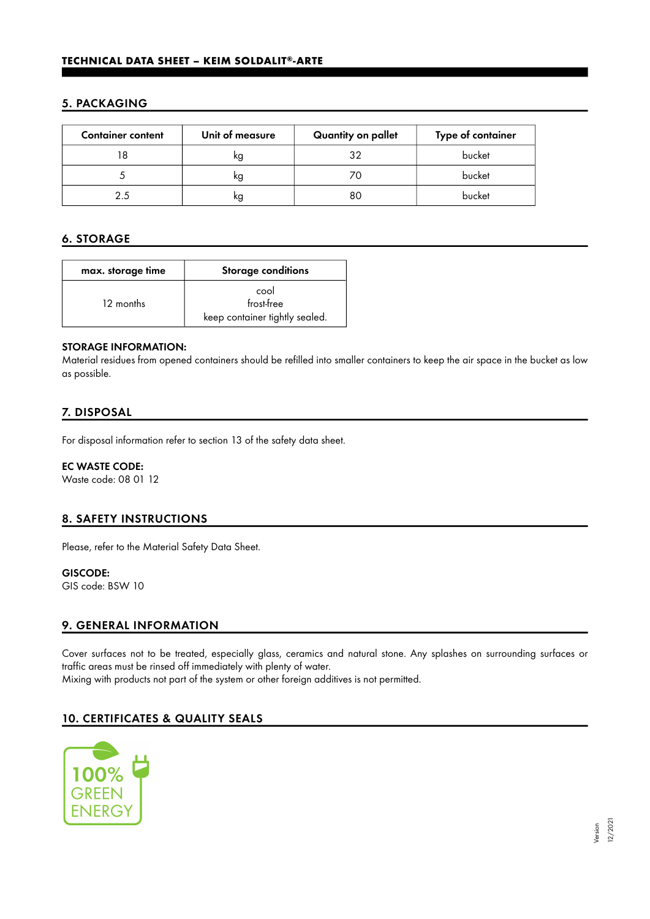## 5. PACKAGING

| Container content | Unit of measure | Quantity on pallet | Type of container |
|---|---|---|---|
| 18 | kg | 32 | bucket |
| 5 | kg | 70 | bucket |
| 2.5 | kg | 80 | bucket |

## 6. STORAGE

| max. storage time | Storage conditions |
|---|---|
| 12 months | cool<br>frost-free<br>keep container tightly sealed. |

**STORAGE INFORMATION:**
Material residues from opened containers should be refilled into smaller containers to keep the air space in the bucket as low as possible.

## 7. DISPOSAL

For disposal information refer to section 13 of the safety data sheet.

**EC WASTE CODE:**
Waste code: 08 01 12

## 8. SAFETY INSTRUCTIONS

Please, refer to the Material Safety Data Sheet.

**GISCODE:**
GIS code: BSW 10

## 9. GENERAL INFORMATION

Cover surfaces not to be treated, especially glass, ceramics and natural stone. Any splashes on surrounding surfaces or traffic areas must be rinsed off immediately with plenty of water.
Mixing with products not part of the system or other foreign additives is not permitted.

## 10. CERTIFICATES & QUALITY SEALS

100% GREEN ENERGY

Version 12/2021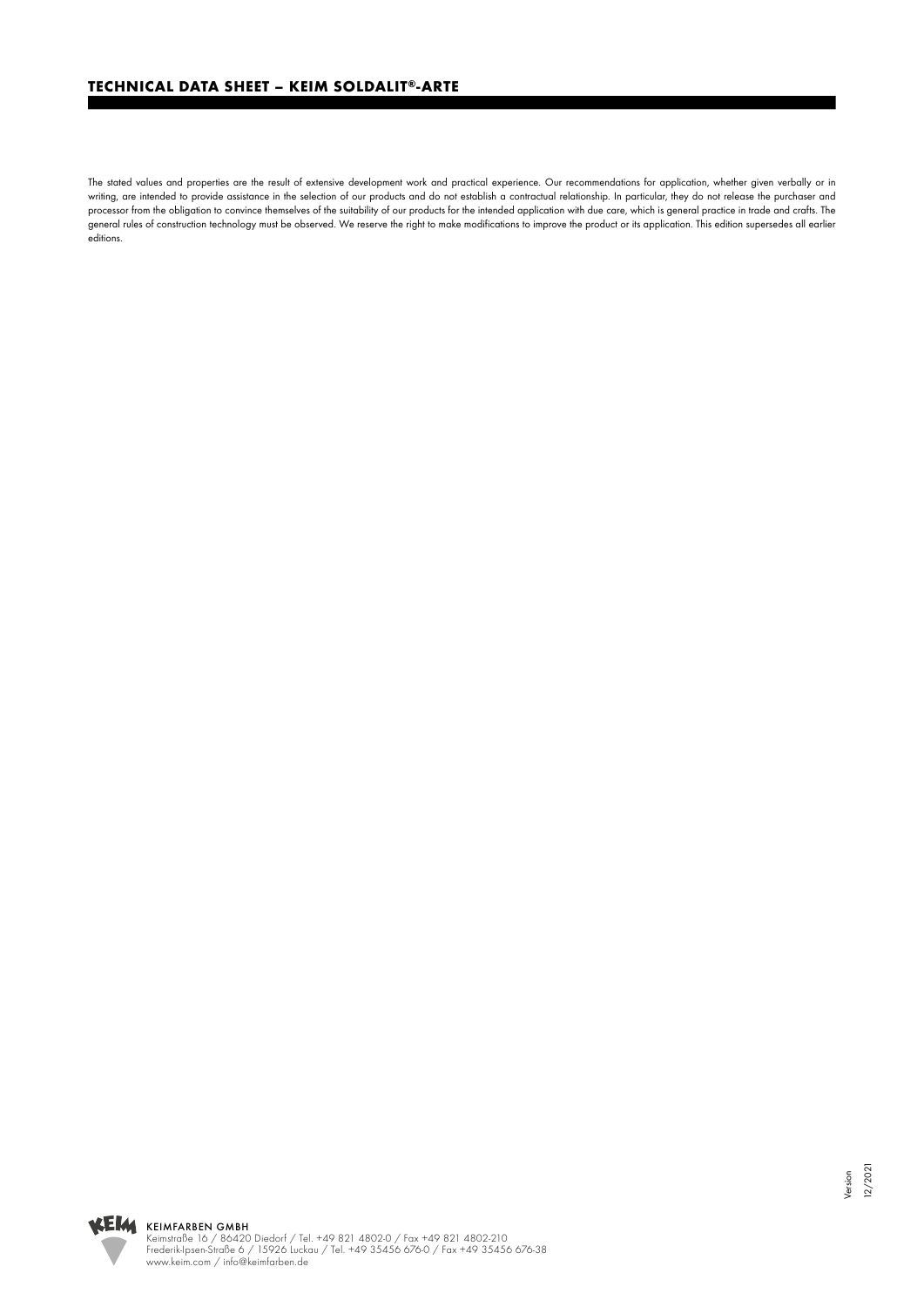The stated values and properties are the result of extensive development work and practical experience. Our recommendations for application, whether given verbally or in writing, are intended to provide assistance in the selection of our products and do not establish a contractual relationship. In particular, they do not release the purchaser and processor from the obligation to convince themselves of the suitability of our products for the intended application with due care, which is general practice in trade and crafts. The general rules of construction technology must be observed. We reserve the right to make modifications to improve the product or its application. This edition supersedes all earlier editions.

KEIMFARBEN GMBH
Keimstraße 16 / 86420 Diedorf / Tel. +49 821 4802-0 / Fax +49 821 4802-210
Frederik-Ipsen-Straße 6 / 15926 Luckau / Tel. +49 35456 676-0 / Fax +49 35456 676-38
www.keim.com / info@keimfarben.de

Version 12/2021